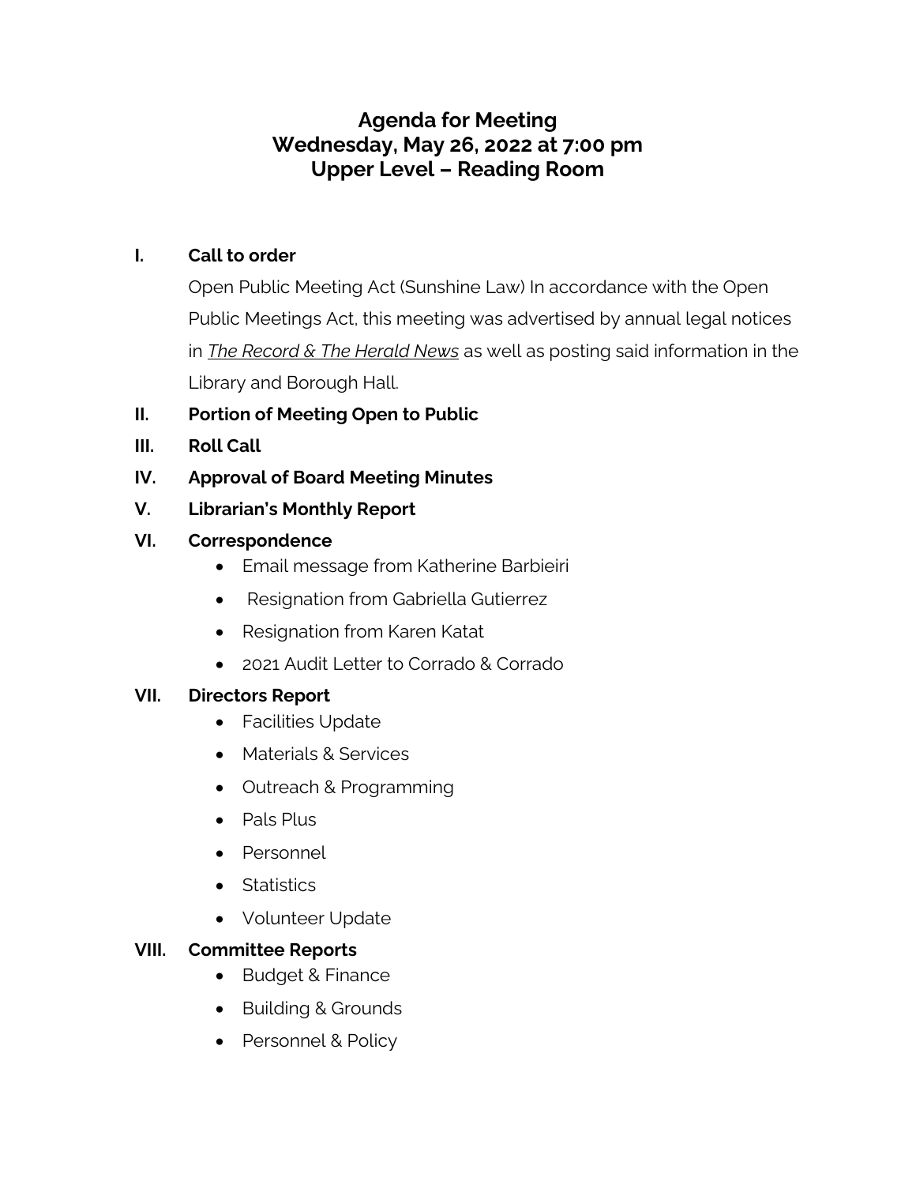# Agenda for Meeting
# Wednesday, May 26, 2022 at 7:00 pm
# Upper Level – Reading Room

**I. Call to order**

Open Public Meeting Act (Sunshine Law) In accordance with the Open Public Meetings Act, this meeting was advertised by annual legal notices in ***The Record & The Herald News*** as well as posting said information in the Library and Borough Hall.

**II. Portion of Meeting Open to Public**

**III. Roll Call**

**IV. Approval of Board Meeting Minutes**

**V. Librarian's Monthly Report**

**VI. Correspondence**

- Email message from Katherine Barbieiri
- Resignation from Gabriella Gutierrez
- Resignation from Karen Katat
- 2021 Audit Letter to Corrado & Corrado

**VII. Directors Report**

- Facilities Update
- Materials & Services
- Outreach & Programming
- Pals Plus
- Personnel
- Statistics
- Volunteer Update

**VIII. Committee Reports**

- Budget & Finance
- Building & Grounds
- Personnel & Policy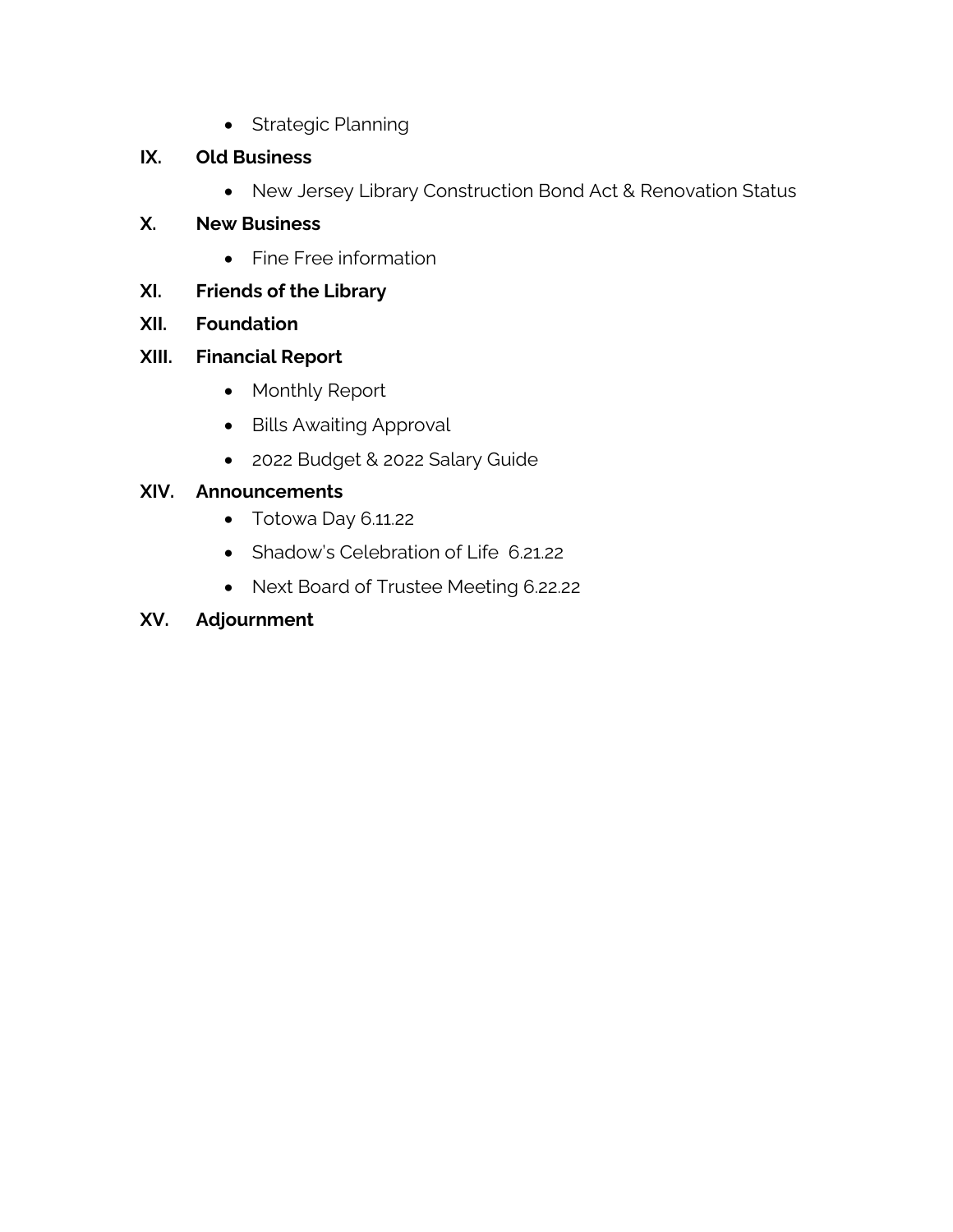- Strategic Planning

**IX. Old Business**

- New Jersey Library Construction Bond Act & Renovation Status

**X. New Business**

- Fine Free information

**XI. Friends of the Library**

**XII. Foundation**

**XIII. Financial Report**

- Monthly Report
- Bills Awaiting Approval
- 2022 Budget & 2022 Salary Guide

**XIV. Announcements**

- Totowa Day 6.11.22
- Shadow's Celebration of Life 6.21.22
- Next Board of Trustee Meeting 6.22.22

**XV. Adjournment**